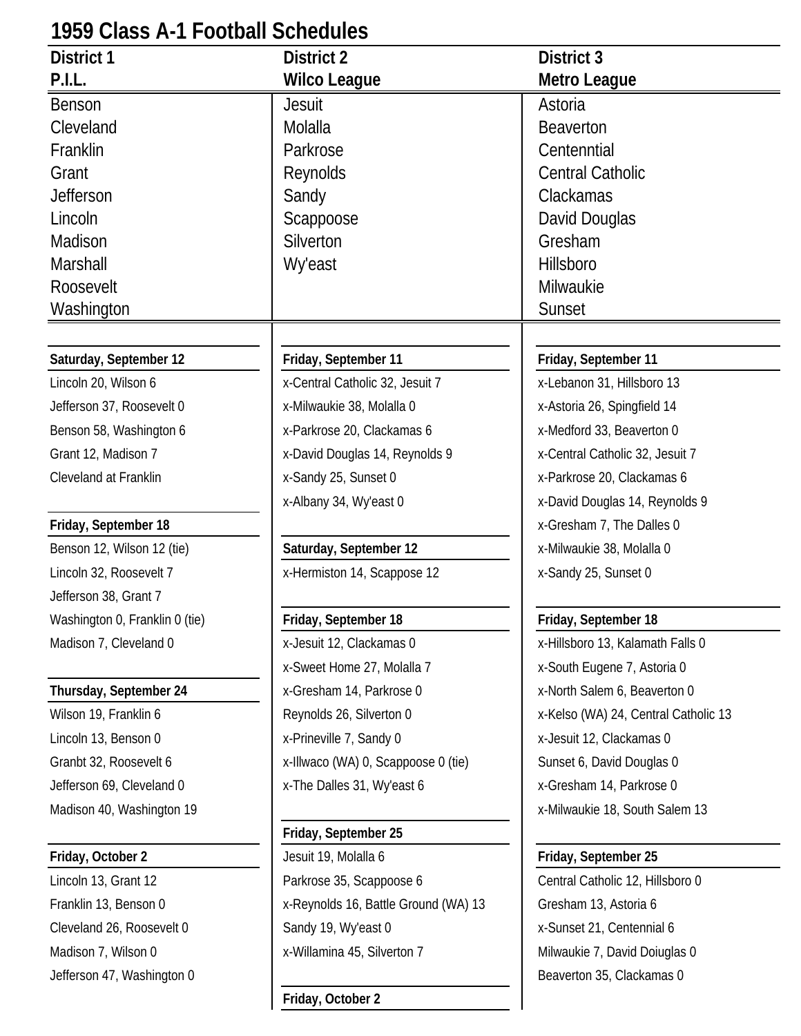# 1959 Class A-1 Football Schedules

| District 1 | District 2 | District 3 |
|---|---|---|
| P.I.L. | Wilco League | Metro League |
| Benson | Jesuit | Astoria |
| Cleveland | Molalla | Beaverton |
| Franklin | Parkrose | Centenntial |
| Grant | Reynolds | Central Catholic |
| Jefferson | Sandy | Clackamas |
| Lincoln | Scappoose | David Douglas |
| Madison | Silverton | Gresham |
| Marshall | Wy'east | Hillsboro |
| Roosevelt | | Milwaukie |
| Washington | | Sunset |

## District 1 — P.I.L.

**Saturday, September 12**

Lincoln 20, Wilson 6
Jefferson 37, Roosevelt 0
Benson 58, Washington 6
Grant 12, Madison 7
Cleveland at Franklin

**Friday, September 18**

Benson 12, Wilson 12 (tie)
Lincoln 32, Roosevelt 7
Jefferson 38, Grant 7
Washington 0, Franklin 0 (tie)
Madison 7, Cleveland 0

**Thursday, September 24**

Wilson 19, Franklin 6
Lincoln 13, Benson 0
Granbt 32, Roosevelt 6
Jefferson 69, Cleveland 0
Madison 40, Washington 19

**Friday, October 2**

Lincoln 13, Grant 12
Franklin 13, Benson 0
Cleveland 26, Roosevelt 0
Madison 7, Wilson 0
Jefferson 47, Washington 0

## District 2 — Wilco League

**Friday, September 11**

x-Central Catholic 32, Jesuit 7
x-Milwaukie 38, Molalla 0
x-Parkrose 20, Clackamas 6
x-David Douglas 14, Reynolds 9
x-Sandy 25, Sunset 0
x-Albany 34, Wy'east 0

**Saturday, September 12**

x-Hermiston 14, Scappose 12

**Friday, September 18**

x-Jesuit 12, Clackamas 0
x-Sweet Home 27, Molalla 7
x-Gresham 14, Parkrose 0
Reynolds 26, Silverton 0
x-Prineville 7, Sandy 0
x-Illwaco (WA) 0, Scappoose 0 (tie)
x-The Dalles 31, Wy'east 6

**Friday, September 25**

Jesuit 19, Molalla 6
Parkrose 35, Scappoose 6
x-Reynolds 16, Battle Ground (WA) 13
Sandy 19, Wy'east 0
x-Willamina 45, Silverton 7

**Friday, October 2**

## District 3 — Metro League

**Friday, September 11**

x-Lebanon 31, Hillsboro 13
x-Astoria 26, Spingfield 14
x-Medford 33, Beaverton 0
x-Central Catholic 32, Jesuit 7
x-Parkrose 20, Clackamas 6
x-David Douglas 14, Reynolds 9
x-Gresham 7, The Dalles 0
x-Milwaukie 38, Molalla 0
x-Sandy 25, Sunset 0

**Friday, September 18**

x-Hillsboro 13, Kalamath Falls 0
x-South Eugene 7, Astoria 0
x-North Salem 6, Beaverton 0
x-Kelso (WA) 24, Central Catholic 13
x-Jesuit 12, Clackamas 0
Sunset 6, David Douglas 0
x-Gresham 14, Parkrose 0
x-Milwaukie 18, South Salem 13

**Friday, September 25**

Central Catholic 12, Hillsboro 0
Gresham 13, Astoria 6
x-Sunset 21, Centennial 6
Milwaukie 7, David Doiuglas 0
Beaverton 35, Clackamas 0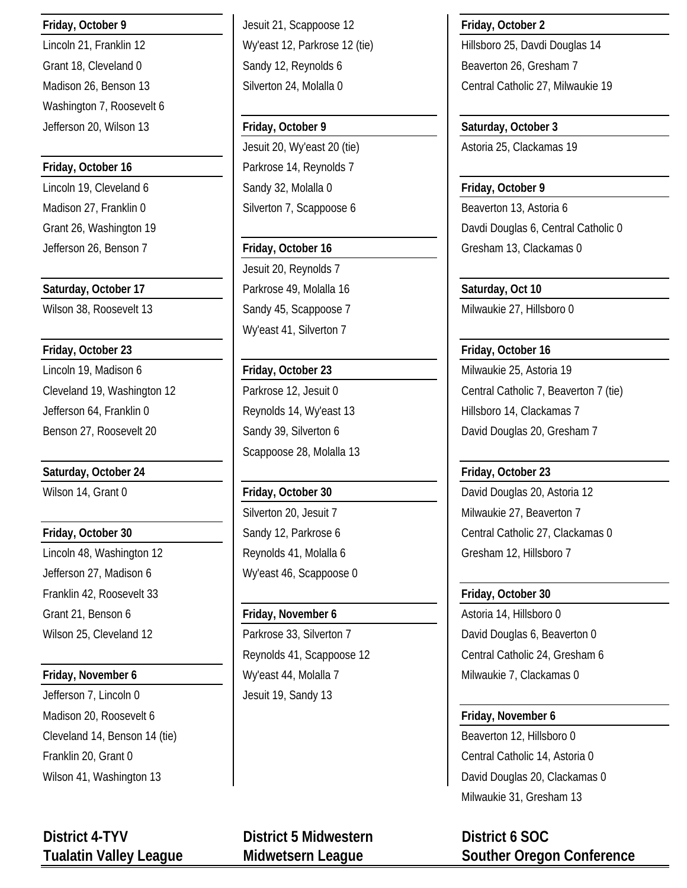**Friday, October 9**

Lincoln 21, Franklin 12
Grant 18, Cleveland 0
Madison 26, Benson 13
Washington 7, Roosevelt 6
Jefferson 20, Wilson 13

**Friday, October 16**

Lincoln 19, Cleveland 6
Madison 27, Franklin 0
Grant 26, Washington 19
Jefferson 26, Benson 7

**Saturday, October 17**

Wilson 38, Roosevelt 13

**Friday, October 23**

Lincoln 19, Madison 6
Cleveland 19, Washington 12
Jefferson 64, Franklin 0
Benson 27, Roosevelt 20

**Saturday, October 24**

Wilson 14, Grant 0

**Friday, October 30**

Lincoln 48, Washington 12
Jefferson 27, Madison 6
Franklin 42, Roosevelt 33
Grant 21, Benson 6
Wilson 25, Cleveland 12

**Friday, November 6**

Jefferson 7, Lincoln 0
Madison 20, Roosevelt 6
Cleveland 14, Benson 14 (tie)
Franklin 20, Grant 0
Wilson 41, Washington 13

---

Jesuit 21, Scappoose 12
Wy'east 12, Parkrose 12 (tie)
Sandy 12, Reynolds 6
Silverton 24, Molalla 0

**Friday, October 9**

Jesuit 20, Wy'east 20 (tie)
Parkrose 14, Reynolds 7
Sandy 32, Molalla 0
Silverton 7, Scappoose 6

**Friday, October 16**

Jesuit 20, Reynolds 7
Parkrose 49, Molalla 16
Sandy 45, Scappoose 7
Wy'east 41, Silverton 7

**Friday, October 23**

Parkrose 12, Jesuit 0
Reynolds 14, Wy'east 13
Sandy 39, Silverton 6
Scappoose 28, Molalla 13

**Friday, October 30**

Silverton 20, Jesuit 7
Sandy 12, Parkrose 6
Reynolds 41, Molalla 6
Wy'east 46, Scappoose 0

**Friday, November 6**

Parkrose 33, Silverton 7
Reynolds 41, Scappoose 12
Wy'east 44, Molalla 7
Jesuit 19, Sandy 13

---

**Friday, October 2**

Hillsboro 25, Davdi Douglas 14
Beaverton 26, Gresham 7
Central Catholic 27, Milwaukie 19

**Saturday, October 3**

Astoria 25, Clackamas 19

**Friday, October 9**

Beaverton 13, Astoria 6
Davdi Douglas 6, Central Catholic 0
Gresham 13, Clackamas 0

**Saturday, Oct 10**

Milwaukie 27, Hillsboro 0

**Friday, October 16**

Milwaukie 25, Astoria 19
Central Catholic 7, Beaverton 7 (tie)
Hillsboro 14, Clackamas 7
David Douglas 20, Gresham 7

**Friday, October 23**

David Douglas 20, Astoria 12
Milwaukie 27, Beaverton 7
Central Catholic 27, Clackamas 0
Gresham 12, Hillsboro 7

**Friday, October 30**

Astoria 14, Hillsboro 0
David Douglas 6, Beaverton 0
Central Catholic 24, Gresham 6
Milwaukie 7, Clackamas 0

**Friday, November 6**

Beaverton 12, Hillsboro 0
Central Catholic 14, Astoria 0
David Douglas 20, Clackamas 0
Milwaukie 31, Gresham 13

---

## District 4-TYV
## Tualatin Valley League

## District 5 Midwestern
## Midwetsern League

## District 6 SOC
## Souther Oregon Conference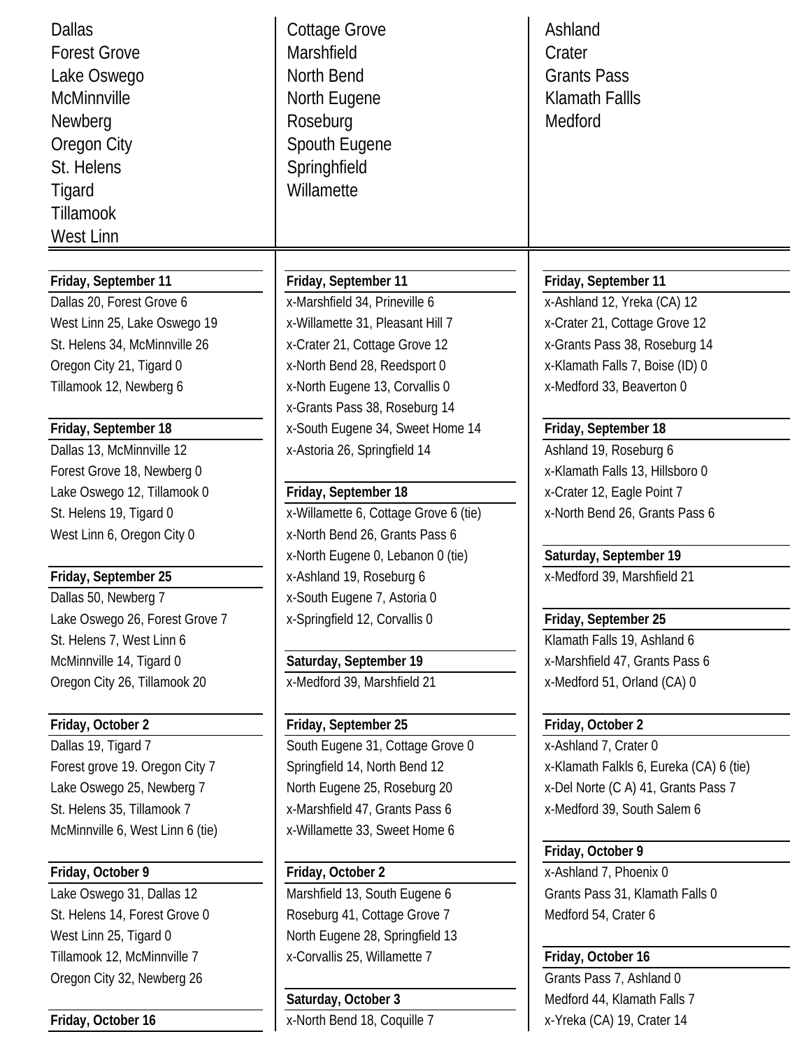Dallas
Forest Grove
Lake Oswego
McMinnville
Newberg
Oregon City
St. Helens
Tigard
Tillamook
West Linn

**Friday, September 11**

Dallas 20, Forest Grove 6
West Linn 25, Lake Oswego 19
St. Helens 34, McMinnville 26
Oregon City 21, Tigard 0
Tillamook 12, Newberg 6

**Friday, September 18**

Dallas 13, McMinnville 12
Forest Grove 18, Newberg 0
Lake Oswego 12, Tillamook 0
St. Helens 19, Tigard 0
West Linn 6, Oregon City 0

**Friday, September 25**

Dallas 50, Newberg 7
Lake Oswego 26, Forest Grove 7
St. Helens 7, West Linn 6
McMinnville 14, Tigard 0
Oregon City 26, Tillamook 20

**Friday, October 2**

Dallas 19, Tigard 7
Forest grove 19. Oregon City 7
Lake Oswego 25, Newberg 7
St. Helens 35, Tillamook 7
McMinnville 6, West Linn 6 (tie)

**Friday, October 9**

Lake Oswego 31, Dallas 12
St. Helens 14, Forest Grove 0
West Linn 25, Tigard 0
Tillamook 12, McMinnville 7
Oregon City 32, Newberg 26

**Friday, October 16**

Cottage Grove
Marshfield
North Bend
North Eugene
Roseburg
Spouth Eugene
Springhfield
Willamette

**Friday, September 11**

x-Marshfield 34, Prineville 6
x-Willamette 31, Pleasant Hill 7
x-Crater 21, Cottage Grove 12
x-North Bend 28, Reedsport 0
x-North Eugene 13, Corvallis 0
x-Grants Pass 38, Roseburg 14
x-South Eugene 34, Sweet Home 14
x-Astoria 26, Springfield 14

**Friday, September 18**

x-Willamette 6, Cottage Grove 6 (tie)
x-North Bend 26, Grants Pass 6
x-North Eugene 0, Lebanon 0 (tie)
x-Ashland 19, Roseburg 6
x-South Eugene 7, Astoria 0
x-Springfield 12, Corvallis 0

**Saturday, September 19**

x-Medford 39, Marshfield 21

**Friday, September 25**

South Eugene 31, Cottage Grove 0
Springfield 14, North Bend 12
North Eugene 25, Roseburg 20
x-Marshfield 47, Grants Pass 6
x-Willamette 33, Sweet Home 6

**Friday, October 2**

Marshfield 13, South Eugene 6
Roseburg 41, Cottage Grove 7
North Eugene 28, Springfield 13
x-Corvallis 25, Willamette 7

**Saturday, October 3**

x-North Bend 18, Coquille 7

Ashland
Crater
Grants Pass
Klamath Fallls
Medford

**Friday, September 11**

x-Ashland 12, Yreka (CA) 12
x-Crater 21, Cottage Grove 12
x-Grants Pass 38, Roseburg 14
x-Klamath Falls 7, Boise (ID) 0
x-Medford 33, Beaverton 0

**Friday, September 18**

Ashland 19, Roseburg 6
x-Klamath Falls 13, Hillsboro 0
x-Crater 12, Eagle Point 7
x-North Bend 26, Grants Pass 6

**Saturday, September 19**

x-Medford 39, Marshfield 21

**Friday, September 25**

Klamath Falls 19, Ashland 6
x-Marshfield 47, Grants Pass 6
x-Medford 51, Orland (CA) 0

**Friday, October 2**

x-Ashland 7, Crater 0
x-Klamath Falkls 6, Eureka (CA) 6 (tie)
x-Del Norte (C A) 41, Grants Pass 7
x-Medford 39, South Salem 6

**Friday, October 9**

x-Ashland 7, Phoenix 0
Grants Pass 31, Klamath Falls 0
Medford 54, Crater 6

**Friday, October 16**

Grants Pass 7, Ashland 0
Medford 44, Klamath Falls 7
x-Yreka (CA) 19, Crater 14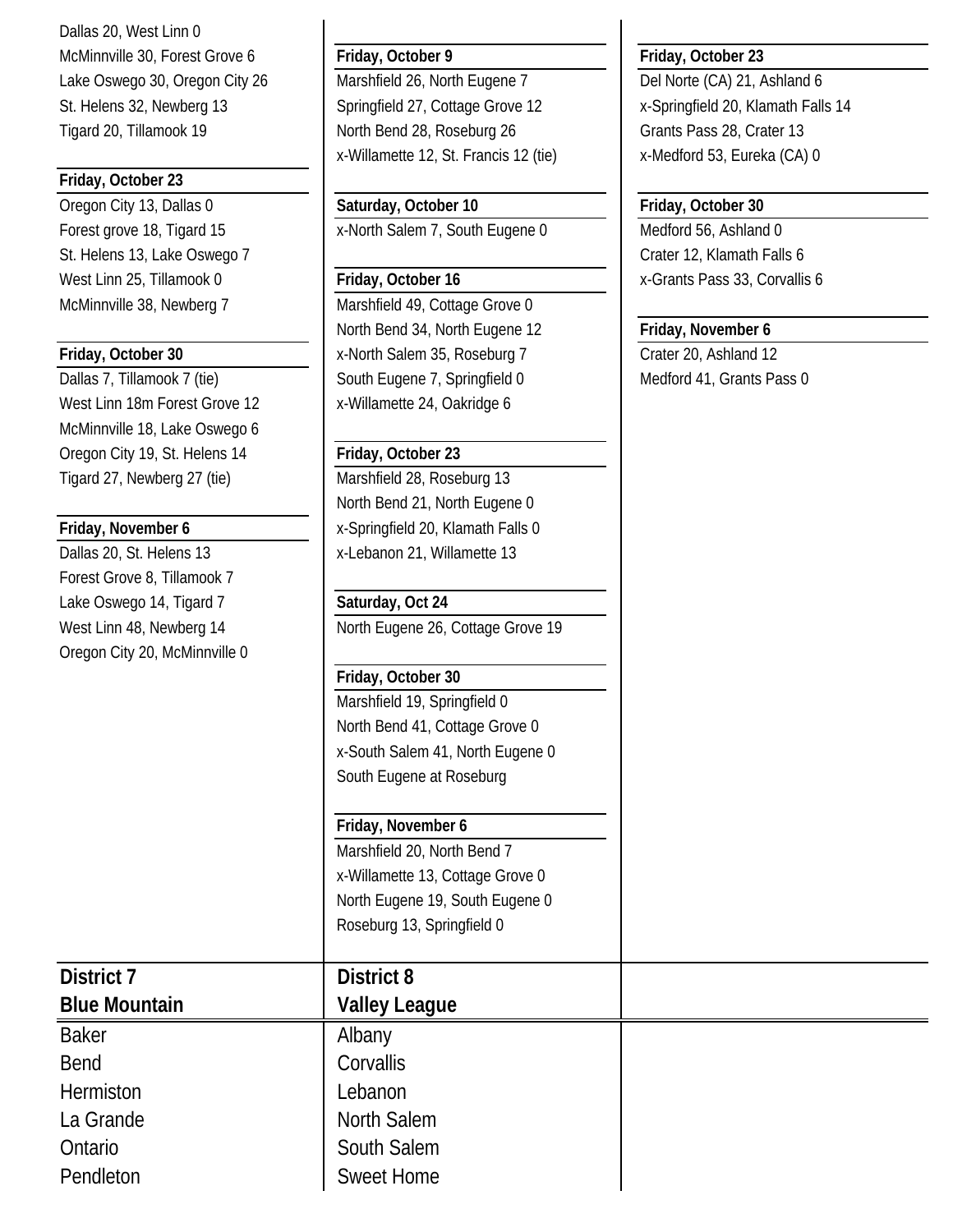Dallas 20, West Linn 0
McMinnville 30, Forest Grove 6
Lake Oswego 30, Oregon City 26
St. Helens 32, Newberg 13
Tigard 20, Tillamook 19

**Friday, October 23**

Oregon City 13, Dallas 0
Forest grove 18, Tigard 15
St. Helens 13, Lake Oswego 7
West Linn 25, Tillamook 0
McMinnville 38, Newberg 7

**Friday, October 30**

Dallas 7, Tillamook 7 (tie)
West Linn 18m Forest Grove 12
McMinnville 18, Lake Oswego 6
Oregon City 19, St. Helens 14
Tigard 27, Newberg 27 (tie)

**Friday, November 6**

Dallas 20, St. Helens 13
Forest Grove 8, Tillamook 7
Lake Oswego 14, Tigard 7
West Linn 48, Newberg 14
Oregon City 20, McMinnville 0

**Friday, October 9**

Marshfield 26, North Eugene 7
Springfield 27, Cottage Grove 12
North Bend 28, Roseburg 26
x-Willamette 12, St. Francis 12 (tie)

**Saturday, October 10**

x-North Salem 7, South Eugene 0

**Friday, October 16**

Marshfield 49, Cottage Grove 0
North Bend 34, North Eugene 12
x-North Salem 35, Roseburg 7
South Eugene 7, Springfield 0
x-Willamette 24, Oakridge 6

**Friday, October 23**

Marshfield 28, Roseburg 13
North Bend 21, North Eugene 0
x-Springfield 20, Klamath Falls 0
x-Lebanon 21, Willamette 13

**Saturday, Oct 24**

North Eugene 26, Cottage Grove 19

**Friday, October 30**

Marshfield 19, Springfield 0
North Bend 41, Cottage Grove 0
x-South Salem 41, North Eugene 0
South Eugene at Roseburg

**Friday, November 6**

Marshfield 20, North Bend 7
x-Willamette 13, Cottage Grove 0
North Eugene 19, South Eugene 0
Roseburg 13, Springfield 0

**Friday, October 23**

Del Norte (CA) 21, Ashland 6
x-Springfield 20, Klamath Falls 14
Grants Pass 28, Crater 13
x-Medford 53, Eureka (CA) 0

**Friday, October 30**

Medford 56, Ashland 0
Crater 12, Klamath Falls 6
x-Grants Pass 33, Corvallis 6

**Friday, November 6**

Crater 20, Ashland 12
Medford 41, Grants Pass 0

## District 7
## Blue Mountain

Baker
Bend
Hermiston
La Grande
Ontario
Pendleton

## District 8
## Valley League

Albany
Corvallis
Lebanon
North Salem
South Salem
Sweet Home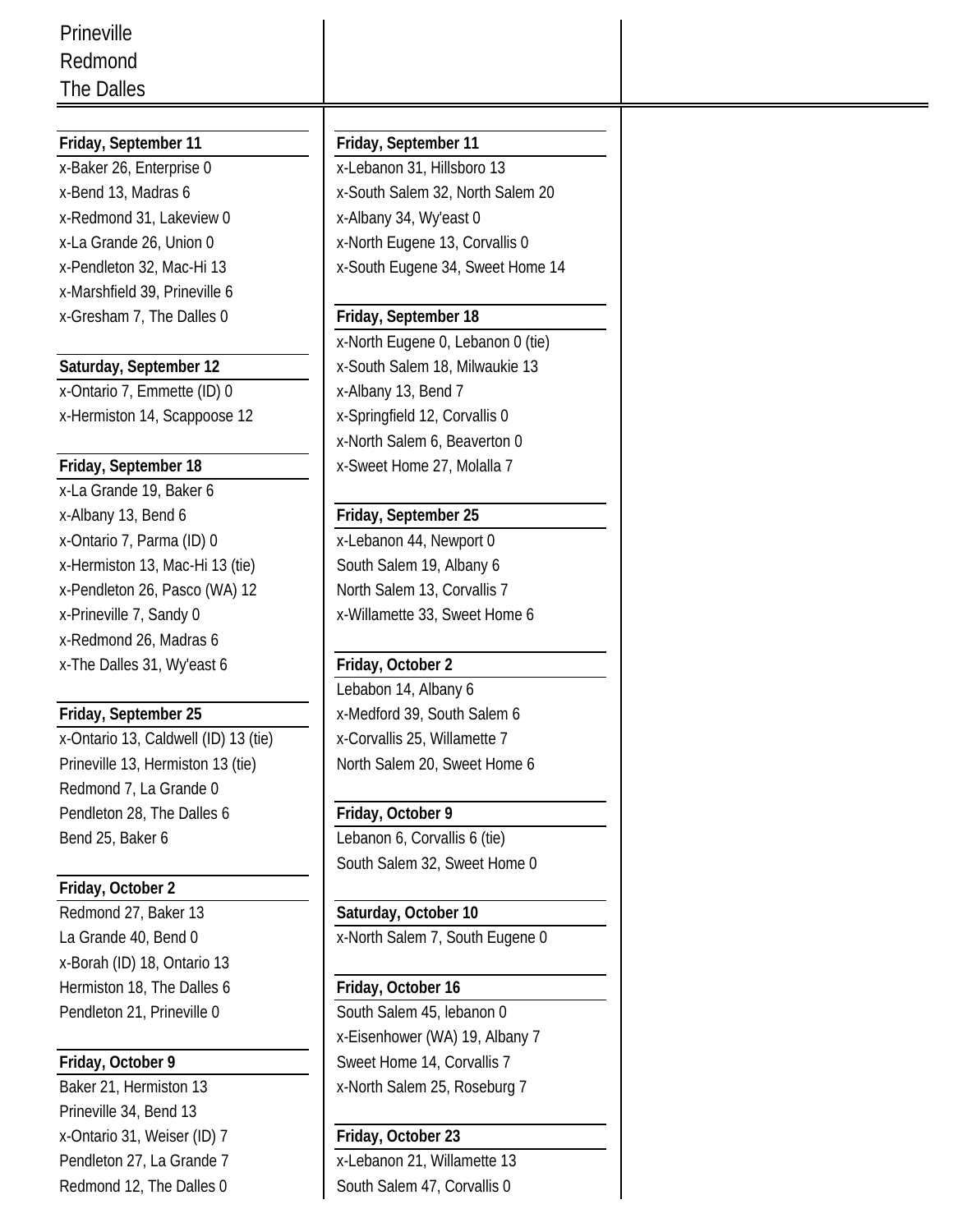Prineville
Redmond
The Dalles

**Friday, September 11**

x-Baker 26, Enterprise 0
x-Bend 13, Madras 6
x-Redmond 31, Lakeview 0
x-La Grande 26, Union 0
x-Pendleton 32, Mac-Hi 13
x-Marshfield 39, Prineville 6
x-Gresham 7, The Dalles 0

**Saturday, September 12**

x-Ontario 7, Emmette (ID) 0
x-Hermiston 14, Scappoose 12

**Friday, September 18**

x-La Grande 19, Baker 6
x-Albany 13, Bend 6
x-Ontario 7, Parma (ID) 0
x-Hermiston 13, Mac-Hi 13 (tie)
x-Pendleton 26, Pasco (WA) 12
x-Prineville 7, Sandy 0
x-Redmond 26, Madras 6
x-The Dalles 31, Wy'east 6

**Friday, September 25**

x-Ontario 13, Caldwell (ID) 13 (tie)
Prineville 13, Hermiston 13 (tie)
Redmond 7, La Grande 0
Pendleton 28, The Dalles 6
Bend 25, Baker 6

**Friday, October 2**

Redmond 27, Baker 13
La Grande 40, Bend 0
x-Borah (ID) 18, Ontario 13
Hermiston 18, The Dalles 6
Pendleton 21, Prineville 0

**Friday, October 9**

Baker 21, Hermiston 13
Prineville 34, Bend 13
x-Ontario 31, Weiser (ID) 7
Pendleton 27, La Grande 7
Redmond 12, The Dalles 0

**Friday, September 11**

x-Lebanon 31, Hillsboro 13
x-South Salem 32, North Salem 20
x-Albany 34, Wy'east 0
x-North Eugene 13, Corvallis 0
x-South Eugene 34, Sweet Home 14

**Friday, September 18**

x-North Eugene 0, Lebanon 0 (tie)
x-South Salem 18, Milwaukie 13
x-Albany 13, Bend 7
x-Springfield 12, Corvallis 0
x-North Salem 6, Beaverton 0
x-Sweet Home 27, Molalla 7

**Friday, September 25**

x-Lebanon 44, Newport 0
South Salem 19, Albany 6
North Salem 13, Corvallis 7
x-Willamette 33, Sweet Home 6

**Friday, October 2**

Lebabon 14, Albany 6
x-Medford 39, South Salem 6
x-Corvallis 25, Willamette 7
North Salem 20, Sweet Home 6

**Friday, October 9**

Lebanon 6, Corvallis 6 (tie)
South Salem 32, Sweet Home 0

**Saturday, October 10**

x-North Salem 7, South Eugene 0

**Friday, October 16**

South Salem 45, lebanon 0
x-Eisenhower (WA) 19, Albany 7
Sweet Home 14, Corvallis 7
x-North Salem 25, Roseburg 7

**Friday, October 23**

x-Lebanon 21, Willamette 13
South Salem 47, Corvallis 0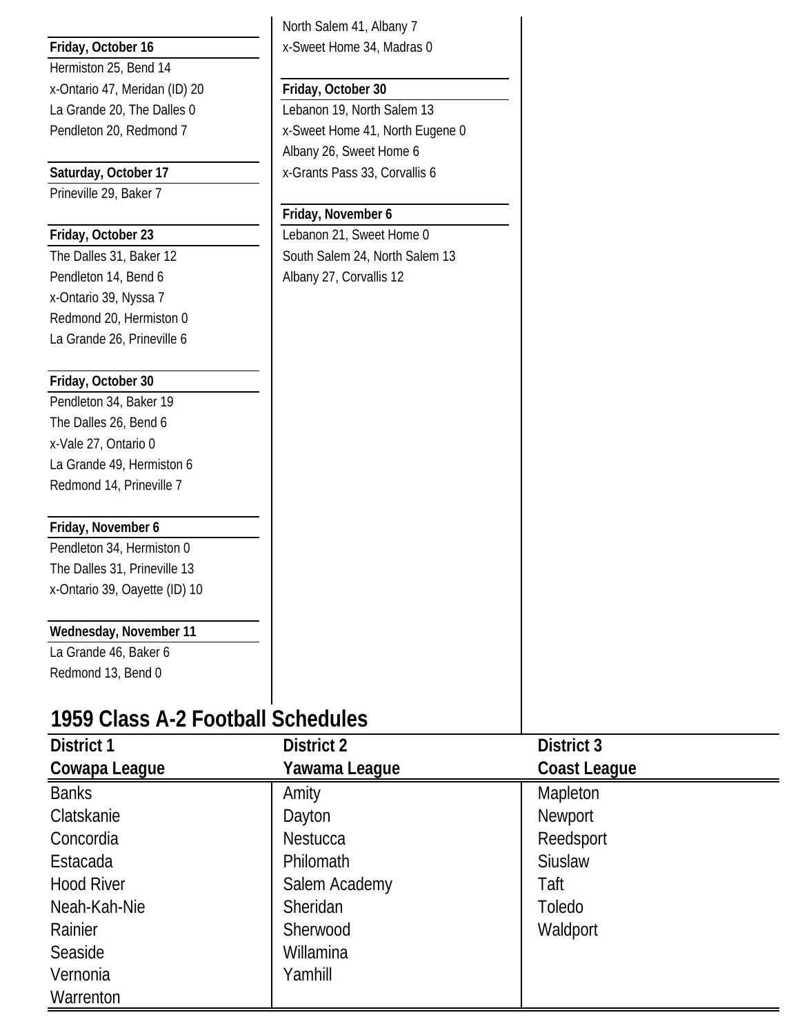**Friday, October 16**

Hermiston 25, Bend 14
x-Ontario 47, Meridan (ID) 20
La Grande 20, The Dalles 0
Pendleton 20, Redmond 7

**Saturday, October 17**

Prineville 29, Baker 7

**Friday, October 23**

The Dalles 31, Baker 12
Pendleton 14, Bend 6
x-Ontario 39, Nyssa 7
Redmond 20, Hermiston 0
La Grande 26, Prineville 6

**Friday, October 30**

Pendleton 34, Baker 19
The Dalles 26, Bend 6
x-Vale 27, Ontario 0
La Grande 49, Hermiston 6
Redmond 14, Prineville 7

**Friday, November 6**

Pendleton 34, Hermiston 0
The Dalles 31, Prineville 13
x-Ontario 39, Oayette (ID) 10

**Wednesday, November 11**

La Grande 46, Baker 6
Redmond 13, Bend 0

North Salem 41, Albany 7
x-Sweet Home 34, Madras 0

**Friday, October 30**

Lebanon 19, North Salem 13
x-Sweet Home 41, North Eugene 0
Albany 26, Sweet Home 6
x-Grants Pass 33, Corvallis 6

**Friday, November 6**

Lebanon 21, Sweet Home 0
South Salem 24, North Salem 13
Albany 27, Corvallis 12

## 1959 Class A-2 Football Schedules

| District 1<br>Cowapa League | District 2<br>Yawama League | District 3<br>Coast League |
|---|---|---|
| Banks | Amity | Mapleton |
| Clatskanie | Dayton | Newport |
| Concordia | Nestucca | Reedsport |
| Estacada | Philomath | Siuslaw |
| Hood River | Salem Academy | Taft |
| Neah-Kah-Nie | Sheridan | Toledo |
| Rainier | Sherwood | Waldport |
| Seaside | Willamina | |
| Vernonia | Yamhill | |
| Warrenton | | |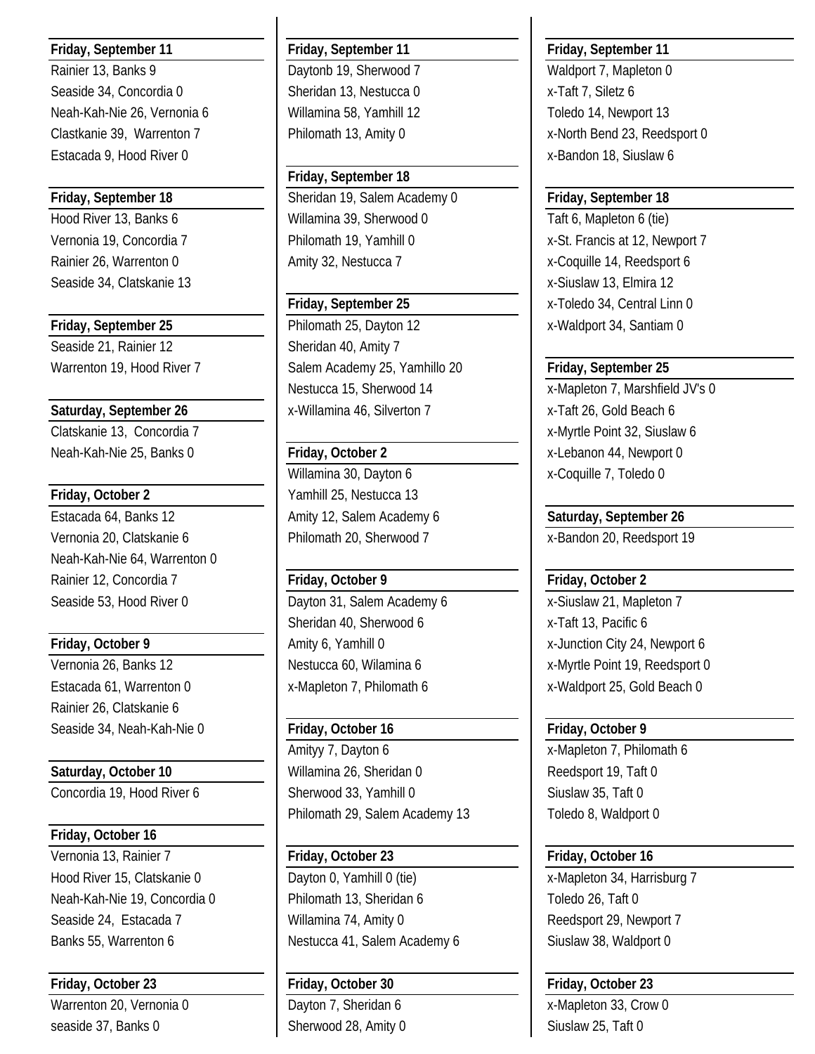**Friday, September 11**

Rainier 13, Banks 9
Seaside 34, Concordia 0
Neah-Kah-Nie 26, Vernonia 6
Clastkanie 39, Warrenton 7
Estacada 9, Hood River 0

**Friday, September 18**

Hood River 13, Banks 6
Vernonia 19, Concordia 7
Rainier 26, Warrenton 0
Seaside 34, Clatskanie 13

**Friday, September 25**

Seaside 21, Rainier 12
Warrenton 19, Hood River 7

**Saturday, September 26**

Clatskanie 13, Concordia 7
Neah-Kah-Nie 25, Banks 0

**Friday, October 2**

Estacada 64, Banks 12
Vernonia 20, Clatskanie 6
Neah-Kah-Nie 64, Warrenton 0
Rainier 12, Concordia 7
Seaside 53, Hood River 0

**Friday, October 9**

Vernonia 26, Banks 12
Estacada 61, Warrenton 0
Rainier 26, Clatskanie 6
Seaside 34, Neah-Kah-Nie 0

**Saturday, October 10**

Concordia 19, Hood River 6

**Friday, October 16**

Vernonia 13, Rainier 7
Hood River 15, Clatskanie 0
Neah-Kah-Nie 19, Concordia 0
Seaside 24, Estacada 7
Banks 55, Warrenton 6

**Friday, October 23**

Warrenton 20, Vernonia 0
seaside 37, Banks 0

**Friday, September 11**

Daytonb 19, Sherwood 7
Sheridan 13, Nestucca 0
Willamina 58, Yamhill 12
Philomath 13, Amity 0

**Friday, September 18**

Sheridan 19, Salem Academy 0
Willamina 39, Sherwood 0
Philomath 19, Yamhill 0
Amity 32, Nestucca 7

**Friday, September 25**

Philomath 25, Dayton 12
Sheridan 40, Amity 7
Salem Academy 25, Yamhillo 20
Nestucca 15, Sherwood 14
x-Willamina 46, Silverton 7

**Friday, October 2**

Willamina 30, Dayton 6
Yamhill 25, Nestucca 13
Amity 12, Salem Academy 6
Philomath 20, Sherwood 7

**Friday, October 9**

Dayton 31, Salem Academy 6
Sheridan 40, Sherwood 6
Amity 6, Yamhill 0
Nestucca 60, Wilamina 6
x-Mapleton 7, Philomath 6

**Friday, October 16**

Amityy 7, Dayton 6
Willamina 26, Sheridan 0
Sherwood 33, Yamhill 0
Philomath 29, Salem Academy 13

**Friday, October 23**

Dayton 0, Yamhill 0 (tie)
Philomath 13, Sheridan 6
Willamina 74, Amity 0
Nestucca 41, Salem Academy 6

**Friday, October 30**

Dayton 7, Sheridan 6
Sherwood 28, Amity 0

**Friday, September 11**

Waldport 7, Mapleton 0
x-Taft 7, Siletz 6
Toledo 14, Newport 13
x-North Bend 23, Reedsport 0
x-Bandon 18, Siuslaw 6

**Friday, September 18**

Taft 6, Mapleton 6 (tie)
x-St. Francis at 12, Newport 7
x-Coquille 14, Reedsport 6
x-Siuslaw 13, Elmira 12
x-Toledo 34, Central Linn 0
x-Waldport 34, Santiam 0

**Friday, September 25**

x-Mapleton 7, Marshfield JV's 0
x-Taft 26, Gold Beach 6
x-Myrtle Point 32, Siuslaw 6
x-Lebanon 44, Newport 0
x-Coquille 7, Toledo 0

**Saturday, September 26**

x-Bandon 20, Reedsport 19

**Friday, October 2**

x-Siuslaw 21, Mapleton 7
x-Taft 13, Pacific 6
x-Junction City 24, Newport 6
x-Myrtle Point 19, Reedsport 0
x-Waldport 25, Gold Beach 0

**Friday, October 9**

x-Mapleton 7, Philomath 6
Reedsport 19, Taft 0
Siuslaw 35, Taft 0
Toledo 8, Waldport 0

**Friday, October 16**

x-Mapleton 34, Harrisburg 7
Toledo 26, Taft 0
Reedsport 29, Newport 7
Siuslaw 38, Waldport 0

**Friday, October 23**

x-Mapleton 33, Crow 0
Siuslaw 25, Taft 0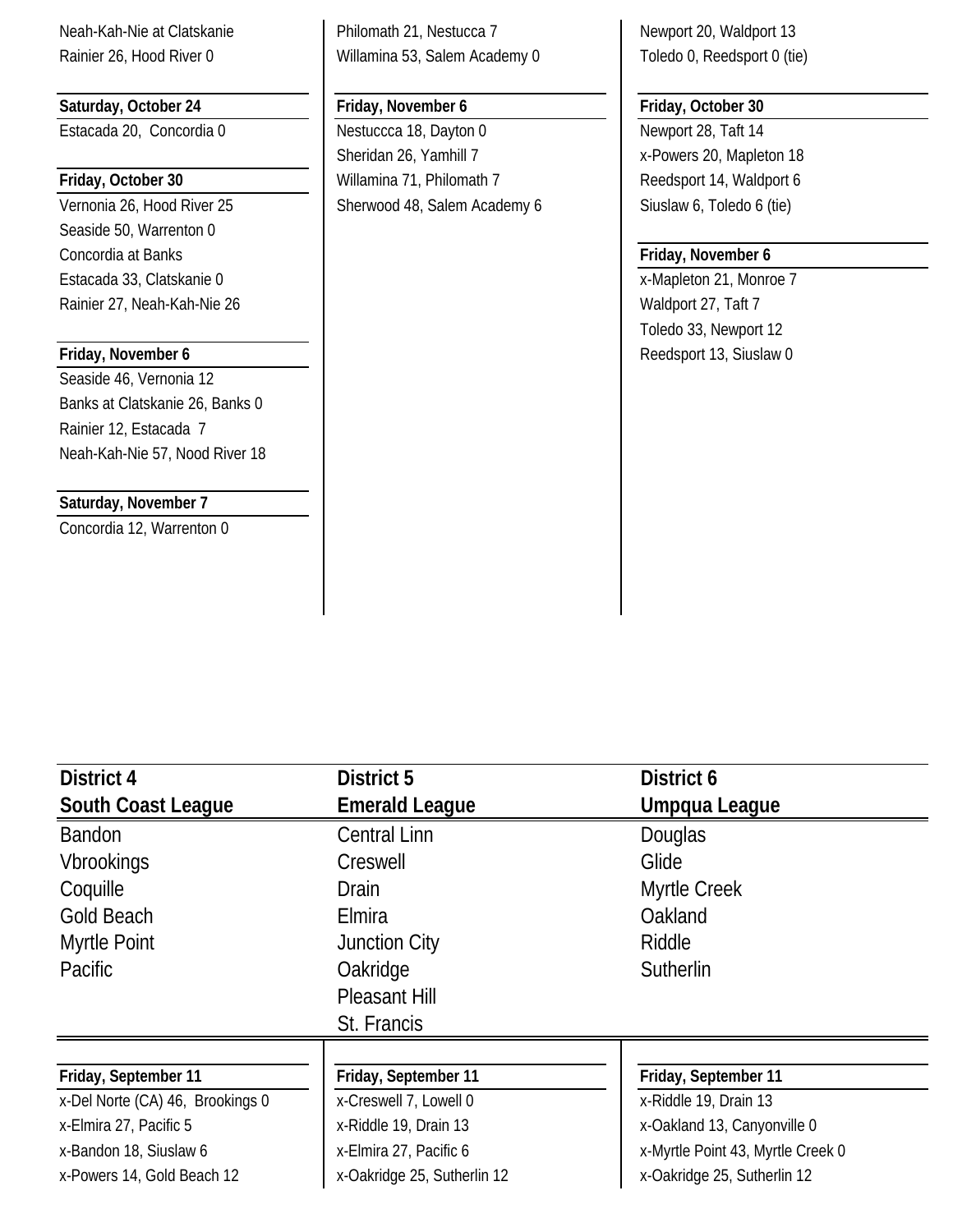Neah-Kah-Nie at Clatskanie
Rainier 26, Hood River 0

**Saturday, October 24**

Estacada 20, Concordia 0

**Friday, October 30**

Vernonia 26, Hood River 25
Seaside 50, Warrenton 0
Concordia at Banks
Estacada 33, Clatskanie 0
Rainier 27, Neah-Kah-Nie 26

**Friday, November 6**

Seaside 46, Vernonia 12
Banks at Clatskanie 26, Banks 0
Rainier 12, Estacada 7
Neah-Kah-Nie 57, Nood River 18

**Saturday, November 7**

Concordia 12, Warrenton 0

Philomath 21, Nestucca 7
Willamina 53, Salem Academy 0

**Friday, November 6**

Nestuccca 18, Dayton 0
Sheridan 26, Yamhill 7
Willamina 71, Philomath 7
Sherwood 48, Salem Academy 6

Newport 20, Waldport 13
Toledo 0, Reedsport 0 (tie)

**Friday, October 30**

Newport 28, Taft 14
x-Powers 20, Mapleton 18
Reedsport 14, Waldport 6
Siuslaw 6, Toledo 6 (tie)

**Friday, November 6**

x-Mapleton 21, Monroe 7
Waldport 27, Taft 7
Toledo 33, Newport 12
Reedsport 13, Siuslaw 0

## District 4
## South Coast League

Bandon
Vbrookings
Coquille
Gold Beach
Myrtle Point
Pacific

**Friday, September 11**

x-Del Norte (CA) 46, Brookings 0
x-Elmira 27, Pacific 5
x-Bandon 18, Siuslaw 6
x-Powers 14, Gold Beach 12

## District 5
## Emerald League

Central Linn
Creswell
Drain
Elmira
Junction City
Oakridge
Pleasant Hill
St. Francis

**Friday, September 11**

x-Creswell 7, Lowell 0
x-Riddle 19, Drain 13
x-Elmira 27, Pacific 6
x-Oakridge 25, Sutherlin 12

## District 6
## Umpqua League

Douglas
Glide
Myrtle Creek
Oakland
Riddle
Sutherlin

**Friday, September 11**

x-Riddle 19, Drain 13
x-Oakland 13, Canyonville 0
x-Myrtle Point 43, Myrtle Creek 0
x-Oakridge 25, Sutherlin 12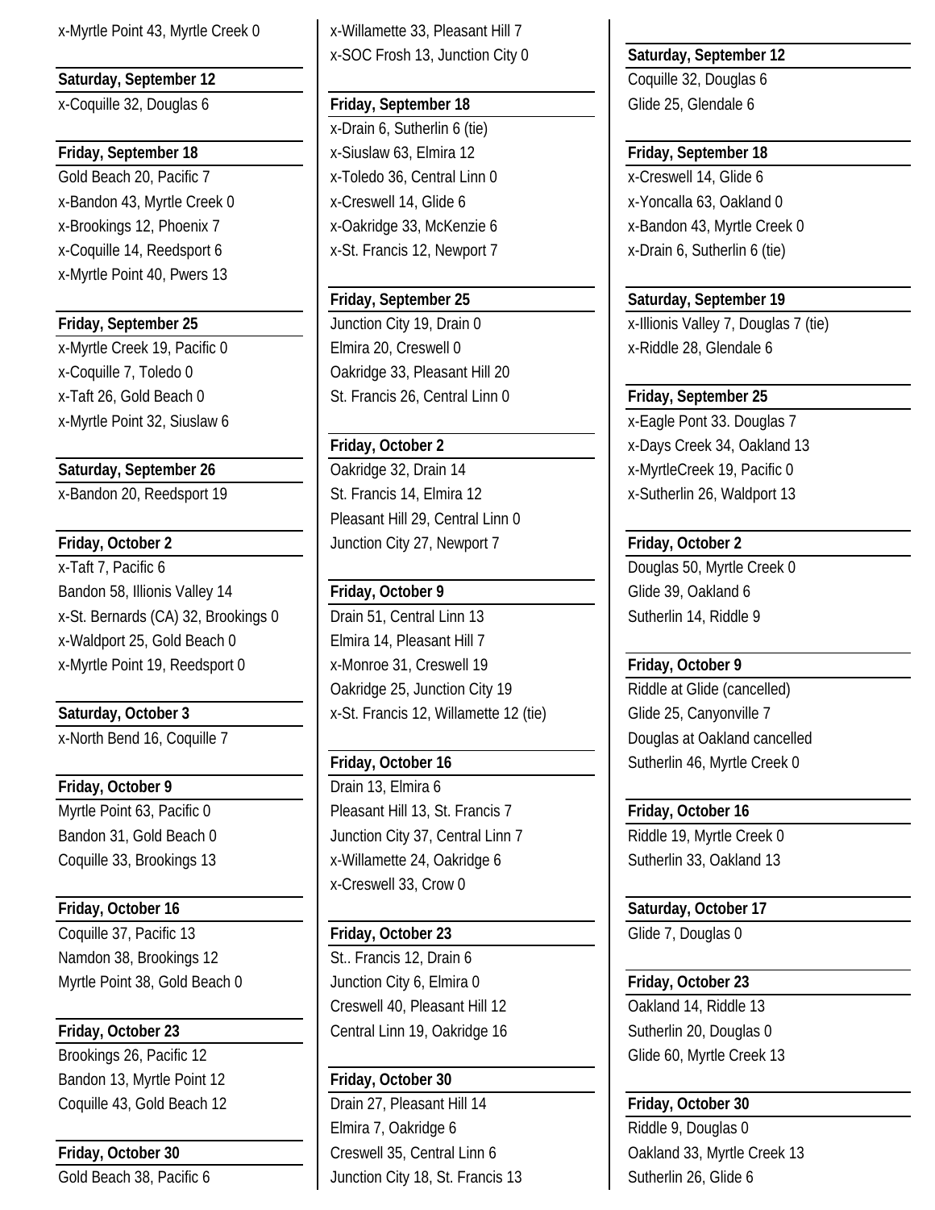x-Myrtle Point 43, Myrtle Creek 0

**Saturday, September 12**

x-Coquille 32, Douglas 6

**Friday, September 18**

Gold Beach 20, Pacific 7
x-Bandon 43, Myrtle Creek 0
x-Brookings 12, Phoenix 7
x-Coquille 14, Reedsport 6
x-Myrtle Point 40, Pwers 13

**Friday, September 25**

x-Myrtle Creek 19, Pacific 0
x-Coquille 7, Toledo 0
x-Taft 26, Gold Beach 0
x-Myrtle Point 32, Siuslaw 6

**Saturday, September 26**

x-Bandon 20, Reedsport 19

**Friday, October 2**

x-Taft 7, Pacific 6
Bandon 58, Illionis Valley 14
x-St. Bernards (CA) 32, Brookings 0
x-Waldport 25, Gold Beach 0
x-Myrtle Point 19, Reedsport 0

**Saturday, October 3**

x-North Bend 16, Coquille 7

**Friday, October 9**

Myrtle Point 63, Pacific 0
Bandon 31, Gold Beach 0
Coquille 33, Brookings 13

**Friday, October 16**

Coquille 37, Pacific 13
Namdon 38, Brookings 12
Myrtle Point 38, Gold Beach 0

**Friday, October 23**

Brookings 26, Pacific 12
Bandon 13, Myrtle Point 12
Coquille 43, Gold Beach 12

**Friday, October 30**

Gold Beach 38, Pacific 6

x-Willamette 33, Pleasant Hill 7
x-SOC Frosh 13, Junction City 0

**Friday, September 18**

x-Drain 6, Sutherlin 6 (tie)
x-Siuslaw 63, Elmira 12
x-Toledo 36, Central Linn 0
x-Creswell 14, Glide 6
x-Oakridge 33, McKenzie 6
x-St. Francis 12, Newport 7

**Friday, September 25**

Junction City 19, Drain 0
Elmira 20, Creswell 0
Oakridge 33, Pleasant Hill 20
St. Francis 26, Central Linn 0

**Friday, October 2**

Oakridge 32, Drain 14
St. Francis 14, Elmira 12
Pleasant Hill 29, Central Linn 0
Junction City 27, Newport 7

**Friday, October 9**

Drain 51, Central Linn 13
Elmira 14, Pleasant Hill 7
x-Monroe 31, Creswell 19
Oakridge 25, Junction City 19
x-St. Francis 12, Willamette 12 (tie)

**Friday, October 16**

Drain 13, Elmira 6
Pleasant Hill 13, St. Francis 7
Junction City 37, Central Linn 7
x-Willamette 24, Oakridge 6
x-Creswell 33, Crow 0

**Friday, October 23**

St.. Francis 12, Drain 6
Junction City 6, Elmira 0
Creswell 40, Pleasant Hill 12
Central Linn 19, Oakridge 16

**Friday, October 30**

Drain 27, Pleasant Hill 14
Elmira 7, Oakridge 6
Creswell 35, Central Linn 6
Junction City 18, St. Francis 13

**Saturday, September 12**

Coquille 32, Douglas 6
Glide 25, Glendale 6

**Friday, September 18**

x-Creswell 14, Glide 6
x-Yoncalla 63, Oakland 0
x-Bandon 43, Myrtle Creek 0
x-Drain 6, Sutherlin 6 (tie)

**Saturday, September 19**

x-Illionis Valley 7, Douglas 7 (tie)
x-Riddle 28, Glendale 6

**Friday, September 25**

x-Eagle Pont 33. Douglas 7
x-Days Creek 34, Oakland 13
x-MyrtleCreek 19, Pacific 0
x-Sutherlin 26, Waldport 13

**Friday, October 2**

Douglas 50, Myrtle Creek 0
Glide 39, Oakland 6
Sutherlin 14, Riddle 9

**Friday, October 9**

Riddle at Glide (cancelled)
Glide 25, Canyonville 7
Douglas at Oakland cancelled
Sutherlin 46, Myrtle Creek 0

**Friday, October 16**

Riddle 19, Myrtle Creek 0
Sutherlin 33, Oakland 13

**Saturday, October 17**

Glide 7, Douglas 0

**Friday, October 23**

Oakland 14, Riddle 13
Sutherlin 20, Douglas 0
Glide 60, Myrtle Creek 13

**Friday, October 30**

Riddle 9, Douglas 0
Oakland 33, Myrtle Creek 13
Sutherlin 26, Glide 6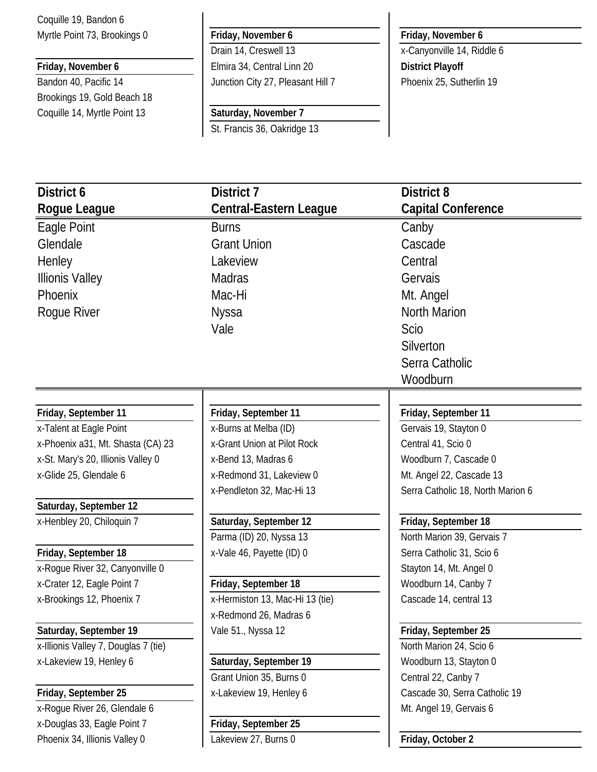Coquille 19, Bandon 6
Myrtle Point 73, Brookings 0

**Friday, November 6**
Bandon 40, Pacific 14
Brookings 19, Gold Beach 18
Coquille 14, Myrtle Point 13

**Friday, November 6**
Drain 14, Creswell 13
Elmira 34, Central Linn 20
Junction City 27, Pleasant Hill 7

**Saturday, November 7**
St. Francis 36, Oakridge 13

**Friday, November 6**
x-Canyonville 14, Riddle 6
**District Playoff**
Phoenix 25, Sutherlin 19

## District 6
## Rogue League

Eagle Point
Glendale
Henley
Illinois Valley
Phoenix
Rogue River

**Friday, September 11**
x-Talent at Eagle Point
x-Phoenix a31, Mt. Shasta (CA) 23
x-St. Mary's 20, Illinois Valley 0
x-Glide 25, Glendale 6

**Saturday, September 12**
x-Henbley 20, Chiloquin 7

**Friday, September 18**
x-Rogue River 32, Canyonville 0
x-Crater 12, Eagle Point 7
x-Brookings 12, Phoenix 7

**Saturday, September 19**
x-Illinois Valley 7, Douglas 7 (tie)
x-Lakeview 19, Henley 6

**Friday, September 25**
x-Rogue River 26, Glendale 6
x-Douglas 33, Eagle Point 7
Phoenix 34, Illinois Valley 0

## District 7
## Central-Eastern League

Burns
Grant Union
Lakeview
Madras
Mac-Hi
Nyssa
Vale

**Friday, September 11**
x-Burns at Melba (ID)
x-Grant Union at Pilot Rock
x-Bend 13, Madras 6
x-Redmond 31, Lakeview 0
x-Pendleton 32, Mac-Hi 13

**Saturday, September 12**
Parma (ID) 20, Nyssa 13
x-Vale 46, Payette (ID) 0

**Friday, September 18**
x-Hermiston 13, Mac-Hi 13 (tie)
x-Redmond 26, Madras 6
Vale 51., Nyssa 12

**Saturday, September 19**
Grant Union 35, Burns 0
x-Lakeview 19, Henley 6

**Friday, September 25**
Lakeview 27, Burns 0

## District 8
## Capital Conference

Canby
Cascade
Central
Gervais
Mt. Angel
North Marion
Scio
Silverton
Serra Catholic
Woodburn

**Friday, September 11**
Gervais 19, Stayton 0
Central 41, Scio 0
Woodburn 7, Cascade 0
Mt. Angel 22, Cascade 13
Serra Catholic 18, North Marion 6

**Friday, September 18**
North Marion 39, Gervais 7
Serra Catholic 31, Scio 6
Stayton 14, Mt. Angel 0
Woodburn 14, Canby 7
Cascade 14, central 13

**Friday, September 25**
North Marion 24, Scio 6
Woodburn 13, Stayton 0
Central 22, Canby 7
Cascade 30, Serra Catholic 19
Mt. Angel 19, Gervais 6

**Friday, October 2**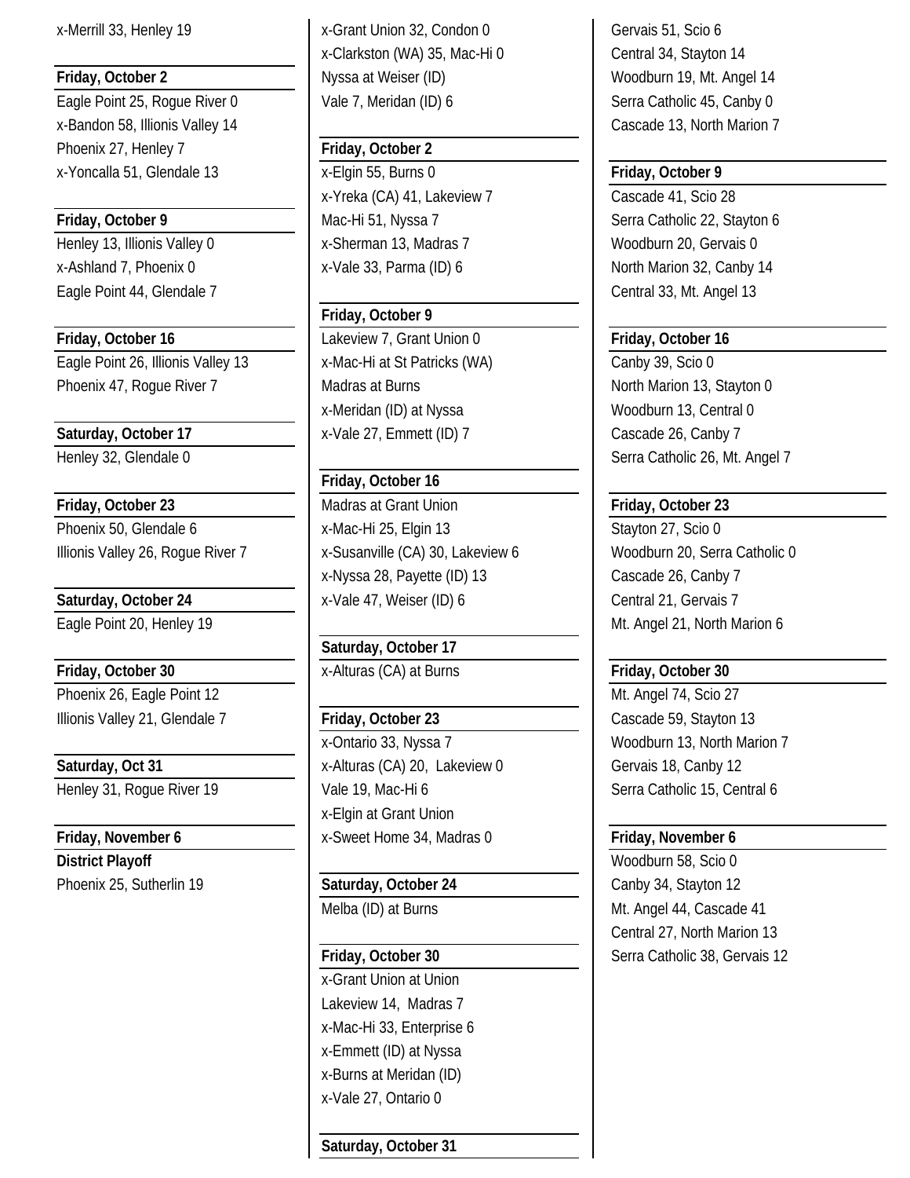x-Merrill 33, Henley 19

**Friday, October 2**

Eagle Point 25, Rogue River 0
x-Bandon 58, Illionis Valley 14
Phoenix 27, Henley 7
x-Yoncalla 51, Glendale 13

**Friday, October 9**

Henley 13, Illionis Valley 0
x-Ashland 7, Phoenix 0
Eagle Point 44, Glendale 7

**Friday, October 16**

Eagle Point 26, Illionis Valley 13
Phoenix 47, Rogue River 7

**Saturday, October 17**

Henley 32, Glendale 0

**Friday, October 23**

Phoenix 50, Glendale 6
Illionis Valley 26, Rogue River 7

**Saturday, October 24**

Eagle Point 20, Henley 19

**Friday, October 30**

Phoenix 26, Eagle Point 12
Illionis Valley 21, Glendale 7

**Saturday, Oct 31**

Henley 31, Rogue River 19

**Friday, November 6**

**District Playoff**

Phoenix 25, Sutherlin 19

x-Grant Union 32, Condon 0
x-Clarkston (WA) 35, Mac-Hi 0
Nyssa at Weiser (ID)
Vale 7, Meridan (ID) 6

**Friday, October 2**

x-Elgin 55, Burns 0
x-Yreka (CA) 41, Lakeview 7
Mac-Hi 51, Nyssa 7
x-Sherman 13, Madras 7
x-Vale 33, Parma (ID) 6

**Friday, October 9**

Lakeview 7, Grant Union 0
x-Mac-Hi at St Patricks (WA)
Madras at Burns
x-Meridan (ID) at Nyssa
x-Vale 27, Emmett (ID) 7

**Friday, October 16**

Madras at Grant Union
x-Mac-Hi 25, Elgin 13
x-Susanville (CA) 30, Lakeview 6
x-Nyssa 28, Payette (ID) 13
x-Vale 47, Weiser (ID) 6

**Saturday, October 17**

x-Alturas (CA) at Burns

**Friday, October 23**

x-Ontario 33, Nyssa 7
x-Alturas (CA) 20, Lakeview 0
Vale 19, Mac-Hi 6
x-Elgin at Grant Union
x-Sweet Home 34, Madras 0

**Saturday, October 24**

Melba (ID) at Burns

**Friday, October 30**

x-Grant Union at Union
Lakeview 14, Madras 7
x-Mac-Hi 33, Enterprise 6
x-Emmett (ID) at Nyssa
x-Burns at Meridan (ID)
x-Vale 27, Ontario 0

**Saturday, October 31**

Gervais 51, Scio 6
Central 34, Stayton 14
Woodburn 19, Mt. Angel 14
Serra Catholic 45, Canby 0
Cascade 13, North Marion 7

**Friday, October 9**

Cascade 41, Scio 28
Serra Catholic 22, Stayton 6
Woodburn 20, Gervais 0
North Marion 32, Canby 14
Central 33, Mt. Angel 13

**Friday, October 16**

Canby 39, Scio 0
North Marion 13, Stayton 0
Woodburn 13, Central 0
Cascade 26, Canby 7
Serra Catholic 26, Mt. Angel 7

**Friday, October 23**

Stayton 27, Scio 0
Woodburn 20, Serra Catholic 0
Cascade 26, Canby 7
Central 21, Gervais 7
Mt. Angel 21, North Marion 6

**Friday, October 30**

Mt. Angel 74, Scio 27
Cascade 59, Stayton 13
Woodburn 13, North Marion 7
Gervais 18, Canby 12
Serra Catholic 15, Central 6

**Friday, November 6**

Woodburn 58, Scio 0
Canby 34, Stayton 12
Mt. Angel 44, Cascade 41
Central 27, North Marion 13
Serra Catholic 38, Gervais 12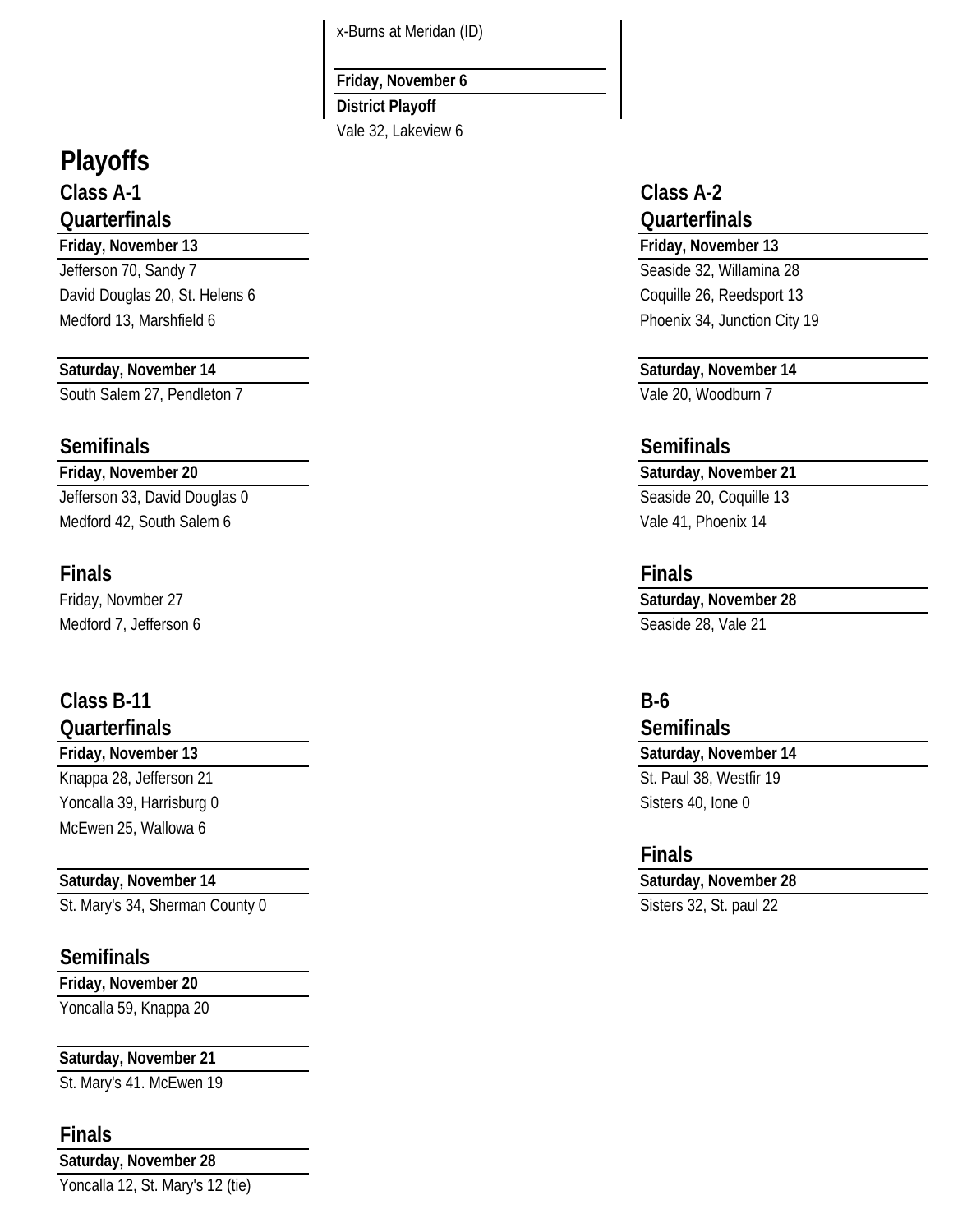x-Burns at Meridan (ID)

**Friday, November 6**

**District Playoff**

Vale 32, Lakeview 6

# Playoffs

## Class A-1

### Quarterfinals

**Friday, November 13**

Jefferson 70, Sandy 7

David Douglas 20, St. Helens 6

Medford 13, Marshfield 6

**Saturday, November 14**

South Salem 27, Pendleton 7

### Semifinals

**Friday, November 20**

Jefferson 33, David Douglas 0

Medford 42, South Salem 6

### Finals

Friday, Novmber 27

Medford 7, Jefferson 6

## Class B-11

### Quarterfinals

**Friday, November 13**

Knappa 28, Jefferson 21

Yoncalla 39, Harrisburg 0

McEwen 25, Wallowa 6

**Saturday, November 14**

St. Mary's 34, Sherman County 0

### Semifinals

**Friday, November 20**

Yoncalla 59, Knappa 20

**Saturday, November 21**

St. Mary's 41. McEwen 19

### Finals

**Saturday, November 28**

Yoncalla 12, St. Mary's 12 (tie)

## Class A-2

### Quarterfinals

**Friday, November 13**

Seaside 32, Willamina 28

Coquille 26, Reedsport 13

Phoenix 34, Junction City 19

**Saturday, November 14**

Vale 20, Woodburn 7

### Semifinals

**Saturday, November 21**

Seaside 20, Coquille 13

Vale 41, Phoenix 14

### Finals

**Saturday, November 28**

Seaside 28, Vale 21

## B-6

### Semifinals

**Saturday, November 14**

St. Paul 38, Westfir 19

Sisters 40, Ione 0

### Finals

**Saturday, November 28**

Sisters 32, St. paul 22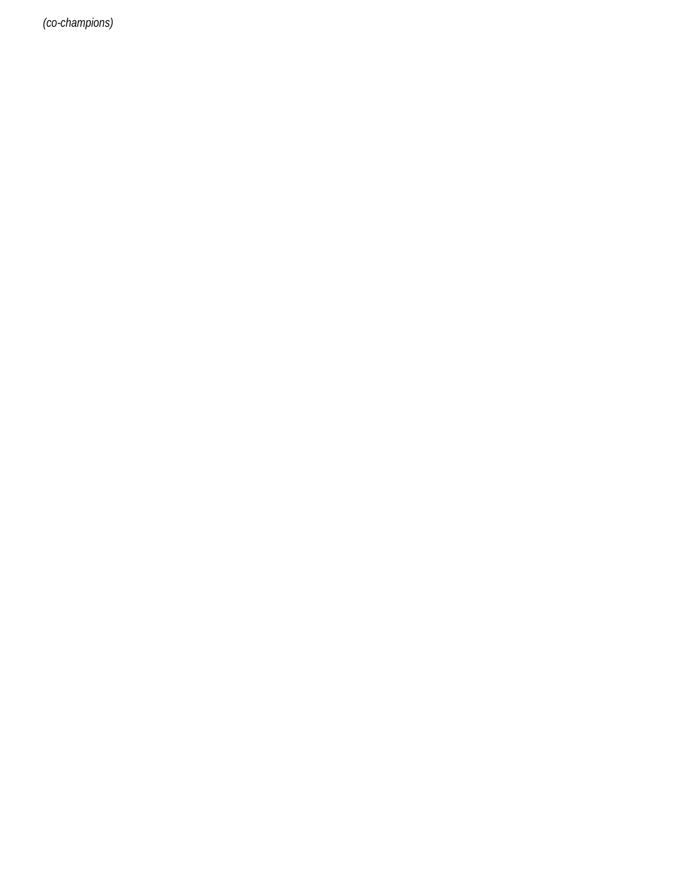*(co-champions)*